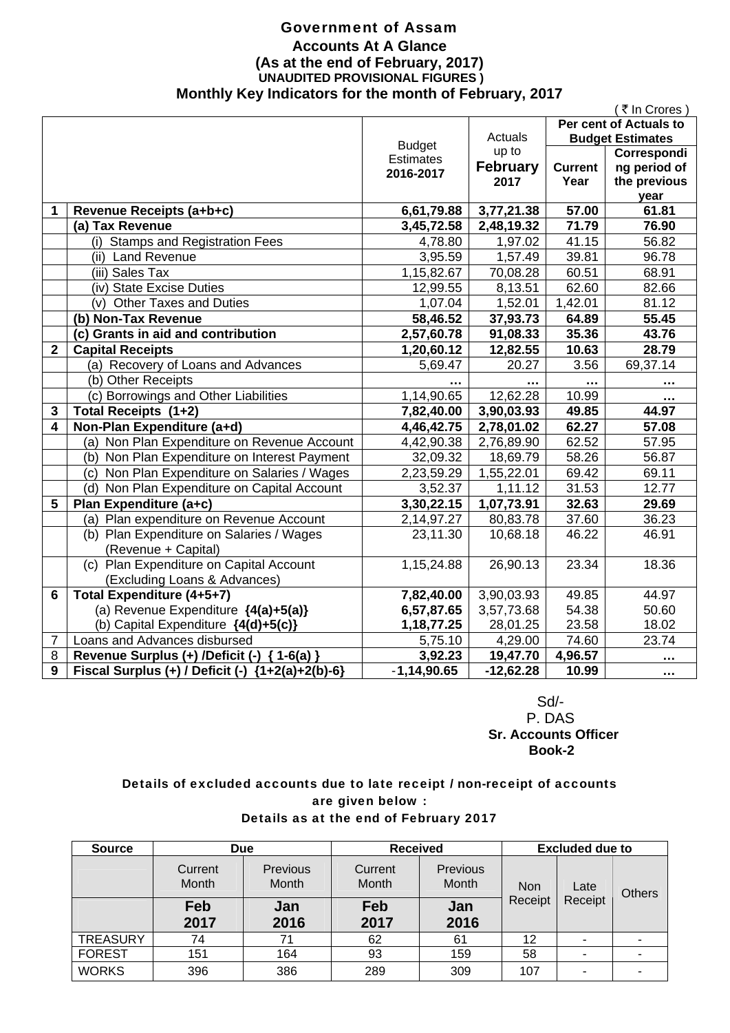# Government of Assam

## Accounts At A Glance

### (As at the end of February, 2017)

**UNAUDITED PROVISIONAL FIGURES )**

### Monthly Key Indicators for the month of February, 2017

( ₹ In Crores )

| | | Budget Estimates 2016-2017 | Actuals up to **February** 2017 | Per cent of Actuals to Budget Estimates | |
|---|---|---|---|---|---|
| | | | | **Current Year** | **Corresponding period of the previous year** |
| **1** | **Revenue Receipts (a+b+c)** | **6,61,79.88** | **3,77,21.38** | **57.00** | **61.81** |
| | **(a) Tax Revenue** | **3,45,72.58** | **2,48,19.32** | **71.79** | **76.90** |
| | (i) Stamps and Registration Fees | 4,78.80 | 1,97.02 | 41.15 | 56.82 |
| | (ii) Land Revenue | 3,95.59 | 1,57.49 | 39.81 | 96.78 |
| | (iii) Sales Tax | 1,15,82.67 | 70,08.28 | 60.51 | 68.91 |
| | (iv) State Excise Duties | 12,99.55 | 8,13.51 | 62.60 | 82.66 |
| | (v) Other Taxes and Duties | 1,07.04 | 1,52.01 | 1,42.01 | 81.12 |
| | **(b) Non-Tax Revenue** | **58,46.52** | **37,93.73** | **64.89** | **55.45** |
| | **(c) Grants in aid and contribution** | **2,57,60.78** | **91,08.33** | **35.36** | **43.76** |
| **2** | **Capital Receipts** | **1,20,60.12** | **12,82.55** | **10.63** | **28.79** |
| | (a) Recovery of Loans and Advances | 5,69.47 | 20.27 | 3.56 | 69,37.14 |
| | (b) Other Receipts | ... | ... | ... | ... |
| | (c) Borrowings and Other Liabilities | 1,14,90.65 | 12,62.28 | 10.99 | ... |
| **3** | **Total Receipts (1+2)** | **7,82,40.00** | **3,90,03.93** | **49.85** | **44.97** |
| **4** | **Non-Plan Expenditure (a+d)** | **4,46,42.75** | **2,78,01.02** | **62.27** | **57.08** |
| | (a) Non Plan Expenditure on Revenue Account | 4,42,90.38 | 2,76,89.90 | 62.52 | 57.95 |
| | (b) Non Plan Expenditure on Interest Payment | 32,09.32 | 18,69.79 | 58.26 | 56.87 |
| | (c) Non Plan Expenditure on Salaries / Wages | 2,23,59.29 | 1,55,22.01 | 69.42 | 69.11 |
| | (d) Non Plan Expenditure on Capital Account | 3,52.37 | 1,11.12 | 31.53 | 12.77 |
| **5** | **Plan Expenditure (a+c)** | **3,30,22.15** | **1,07,73.91** | **32.63** | **29.69** |
| | (a) Plan expenditure on Revenue Account | 2,14,97.27 | 80,83.78 | 37.60 | 36.23 |
| | (b) Plan Expenditure on Salaries / Wages (Revenue + Capital) | 23,11.30 | 10,68.18 | 46.22 | 46.91 |
| | (c) Plan Expenditure on Capital Account (Excluding Loans & Advances) | 1,15,24.88 | 26,90.13 | 23.34 | 18.36 |
| **6** | **Total Expenditure (4+5+7)** | **7,82,40.00** | 3,90,03.93 | 49.85 | 44.97 |
| | (a) Revenue Expenditure **{4(a)+5(a)}** | **6,57,87.65** | 3,57,73.68 | 54.38 | 50.60 |
| | (b) Capital Expenditure **{4(d)+5(c)}** | **1,18,77.25** | 28,01.25 | 23.58 | 18.02 |
| 7 | Loans and Advances disbursed | 5,75.10 | 4,29.00 | 74.60 | 23.74 |
| 8 | **Revenue Surplus (+) /Deficit (-) { 1-6(a) }** | **3,92.23** | **19,47.70** | **4,96.57** | **...** |
| 9 | **Fiscal Surplus (+) / Deficit (-) {1+2(a)+2(b)-6}** | **-1,14,90.65** | **-12,62.28** | **10.99** | **...** |

Sd/-
P. DAS
**Sr. Accounts Officer**
**Book-2**

**Details of excluded accounts due to late receipt / non-receipt of accounts are given below :**

**Details as at the end of February 2017**

| Source | Due | | Received | | Excluded due to | | |
|---|---|---|---|---|---|---|---|
| | Current Month | Previous Month | Current Month | Previous Month | Non Receipt | Late Receipt | Others |
| | **Feb 2017** | **Jan 2016** | **Feb 2017** | **Jan 2016** | | | |
| TREASURY | 74 | 71 | 62 | 61 | 12 | - | - |
| FOREST | 151 | 164 | 93 | 159 | 58 | - | - |
| WORKS | 396 | 386 | 289 | 309 | 107 | - | - |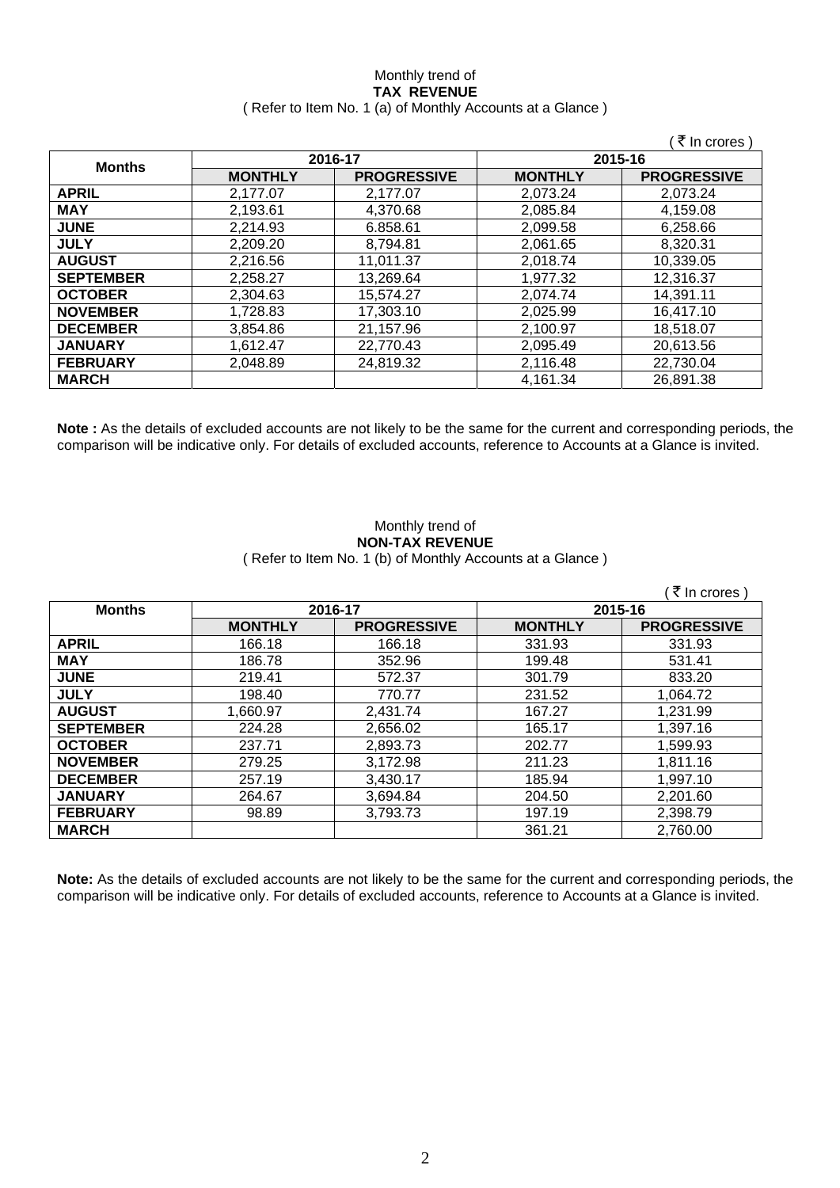Monthly trend of
**TAX REVENUE**
( Refer to Item No. 1 (a) of Monthly Accounts at a Glance )

( ₹ In crores )

| Months | 2016-17 | | 2015-16 | |
|---|---|---|---|---|
| | MONTHLY | PROGRESSIVE | MONTHLY | PROGRESSIVE |
| **APRIL** | 2,177.07 | 2,177.07 | 2,073.24 | 2,073.24 |
| **MAY** | 2,193.61 | 4,370.68 | 2,085.84 | 4,159.08 |
| **JUNE** | 2,214.93 | 6.858.61 | 2,099.58 | 6,258.66 |
| **JULY** | 2,209.20 | 8,794.81 | 2,061.65 | 8,320.31 |
| **AUGUST** | 2,216.56 | 11,011.37 | 2,018.74 | 10,339.05 |
| **SEPTEMBER** | 2,258.27 | 13,269.64 | 1,977.32 | 12,316.37 |
| **OCTOBER** | 2,304.63 | 15,574.27 | 2,074.74 | 14,391.11 |
| **NOVEMBER** | 1,728.83 | 17,303.10 | 2,025.99 | 16,417.10 |
| **DECEMBER** | 3,854.86 | 21,157.96 | 2,100.97 | 18,518.07 |
| **JANUARY** | 1,612.47 | 22,770.43 | 2,095.49 | 20,613.56 |
| **FEBRUARY** | 2,048.89 | 24,819.32 | 2,116.48 | 22,730.04 |
| **MARCH** | | | 4,161.34 | 26,891.38 |

**Note :** As the details of excluded accounts are not likely to be the same for the current and corresponding periods, the comparison will be indicative only. For details of excluded accounts, reference to Accounts at a Glance is invited.

Monthly trend of
**NON-TAX REVENUE**
( Refer to Item No. 1 (b) of Monthly Accounts at a Glance )

( ₹ In crores )

| Months | 2016-17 | | 2015-16 | |
|---|---|---|---|---|
| | MONTHLY | PROGRESSIVE | MONTHLY | PROGRESSIVE |
| **APRIL** | 166.18 | 166.18 | 331.93 | 331.93 |
| **MAY** | 186.78 | 352.96 | 199.48 | 531.41 |
| **JUNE** | 219.41 | 572.37 | 301.79 | 833.20 |
| **JULY** | 198.40 | 770.77 | 231.52 | 1,064.72 |
| **AUGUST** | 1,660.97 | 2,431.74 | 167.27 | 1,231.99 |
| **SEPTEMBER** | 224.28 | 2,656.02 | 165.17 | 1,397.16 |
| **OCTOBER** | 237.71 | 2,893.73 | 202.77 | 1,599.93 |
| **NOVEMBER** | 279.25 | 3,172.98 | 211.23 | 1,811.16 |
| **DECEMBER** | 257.19 | 3,430.17 | 185.94 | 1,997.10 |
| **JANUARY** | 264.67 | 3,694.84 | 204.50 | 2,201.60 |
| **FEBRUARY** | 98.89 | 3,793.73 | 197.19 | 2,398.79 |
| **MARCH** | | | 361.21 | 2,760.00 |

**Note:** As the details of excluded accounts are not likely to be the same for the current and corresponding periods, the comparison will be indicative only. For details of excluded accounts, reference to Accounts at a Glance is invited.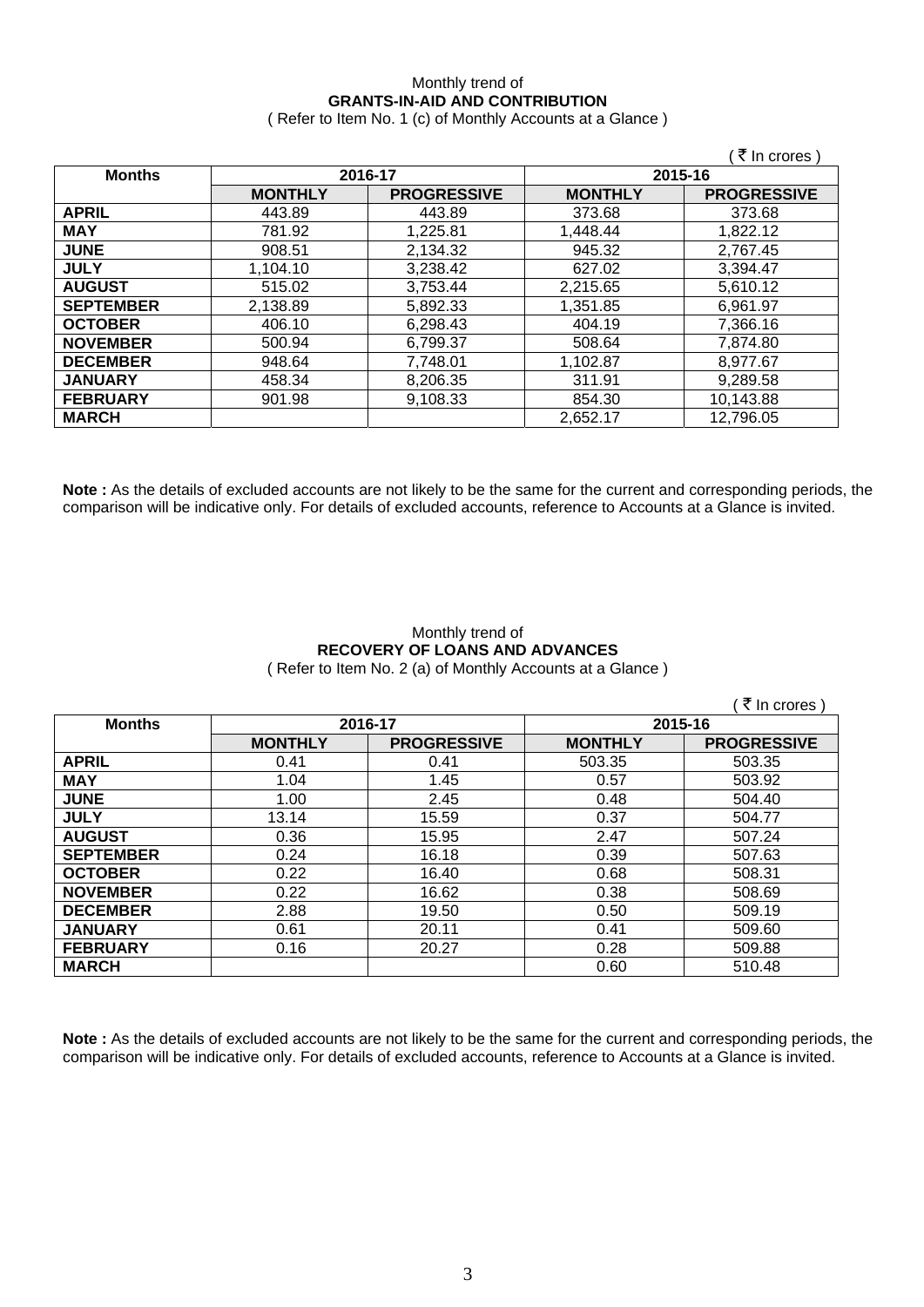Monthly trend of

**GRANTS-IN-AID AND CONTRIBUTION**

( Refer to Item No. 1 (c) of Monthly Accounts at a Glance )

( ₹ In crores )

| Months | 2016-17 | | 2015-16 | |
|---|---|---|---|---|
| | **MONTHLY** | **PROGRESSIVE** | **MONTHLY** | **PROGRESSIVE** |
| **APRIL** | 443.89 | 443.89 | 373.68 | 373.68 |
| **MAY** | 781.92 | 1,225.81 | 1,448.44 | 1,822.12 |
| **JUNE** | 908.51 | 2,134.32 | 945.32 | 2,767.45 |
| **JULY** | 1,104.10 | 3,238.42 | 627.02 | 3,394.47 |
| **AUGUST** | 515.02 | 3,753.44 | 2,215.65 | 5,610.12 |
| **SEPTEMBER** | 2,138.89 | 5,892.33 | 1,351.85 | 6,961.97 |
| **OCTOBER** | 406.10 | 6,298.43 | 404.19 | 7,366.16 |
| **NOVEMBER** | 500.94 | 6,799.37 | 508.64 | 7,874.80 |
| **DECEMBER** | 948.64 | 7,748.01 | 1,102.87 | 8,977.67 |
| **JANUARY** | 458.34 | 8,206.35 | 311.91 | 9,289.58 |
| **FEBRUARY** | 901.98 | 9,108.33 | 854.30 | 10,143.88 |
| **MARCH** | | | 2,652.17 | 12,796.05 |

**Note :** As the details of excluded accounts are not likely to be the same for the current and corresponding periods, the comparison will be indicative only. For details of excluded accounts, reference to Accounts at a Glance is invited.

Monthly trend of

**RECOVERY OF LOANS AND ADVANCES**

( Refer to Item No. 2 (a) of Monthly Accounts at a Glance )

( ₹ In crores )

| Months | 2016-17 | | 2015-16 | |
|---|---|---|---|---|
| | **MONTHLY** | **PROGRESSIVE** | **MONTHLY** | **PROGRESSIVE** |
| **APRIL** | 0.41 | 0.41 | 503.35 | 503.35 |
| **MAY** | 1.04 | 1.45 | 0.57 | 503.92 |
| **JUNE** | 1.00 | 2.45 | 0.48 | 504.40 |
| **JULY** | 13.14 | 15.59 | 0.37 | 504.77 |
| **AUGUST** | 0.36 | 15.95 | 2.47 | 507.24 |
| **SEPTEMBER** | 0.24 | 16.18 | 0.39 | 507.63 |
| **OCTOBER** | 0.22 | 16.40 | 0.68 | 508.31 |
| **NOVEMBER** | 0.22 | 16.62 | 0.38 | 508.69 |
| **DECEMBER** | 2.88 | 19.50 | 0.50 | 509.19 |
| **JANUARY** | 0.61 | 20.11 | 0.41 | 509.60 |
| **FEBRUARY** | 0.16 | 20.27 | 0.28 | 509.88 |
| **MARCH** | | | 0.60 | 510.48 |

**Note :** As the details of excluded accounts are not likely to be the same for the current and corresponding periods, the comparison will be indicative only. For details of excluded accounts, reference to Accounts at a Glance is invited.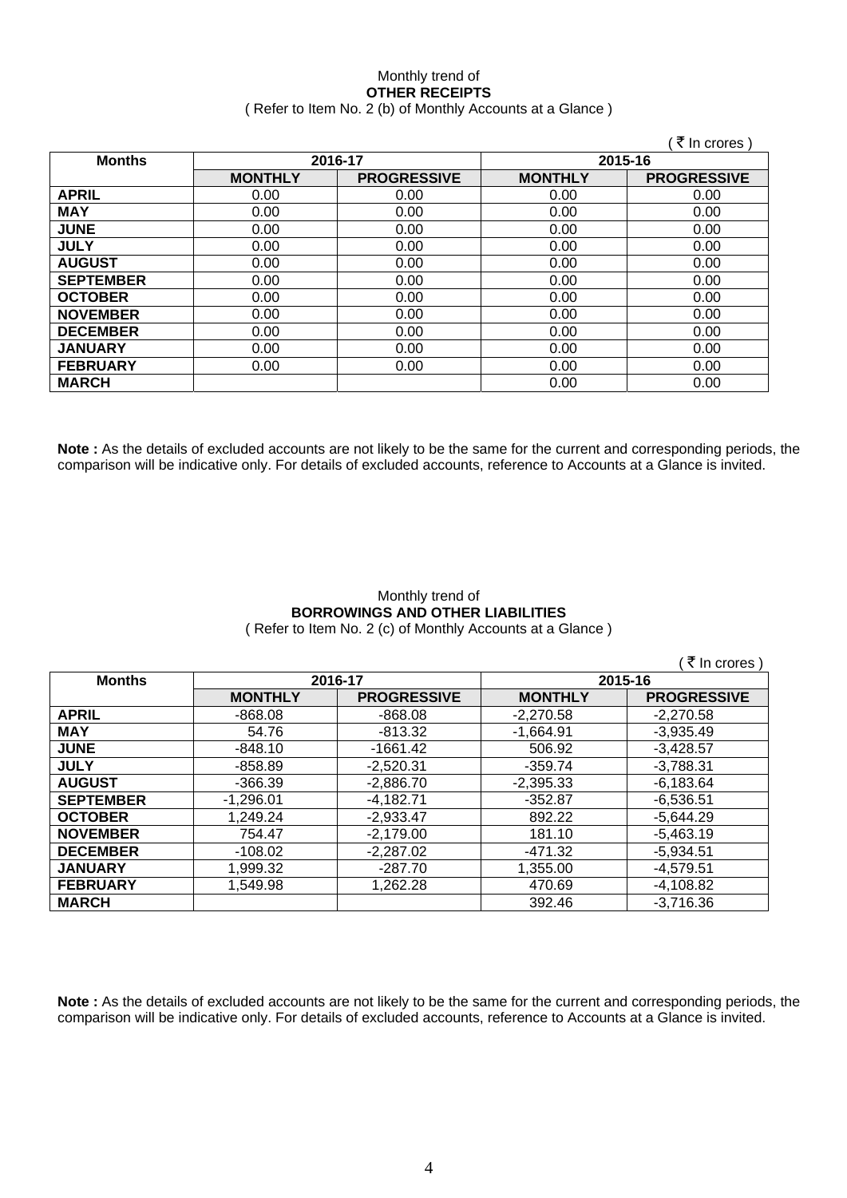Monthly trend of
**OTHER RECEIPTS**
( Refer to Item No. 2 (b) of Monthly Accounts at a Glance )

( ₹ In crores )

| Months | 2016-17 | | 2015-16 | |
|---|---|---|---|---|
| | MONTHLY | PROGRESSIVE | MONTHLY | PROGRESSIVE |
| APRIL | 0.00 | 0.00 | 0.00 | 0.00 |
| MAY | 0.00 | 0.00 | 0.00 | 0.00 |
| JUNE | 0.00 | 0.00 | 0.00 | 0.00 |
| JULY | 0.00 | 0.00 | 0.00 | 0.00 |
| AUGUST | 0.00 | 0.00 | 0.00 | 0.00 |
| SEPTEMBER | 0.00 | 0.00 | 0.00 | 0.00 |
| OCTOBER | 0.00 | 0.00 | 0.00 | 0.00 |
| NOVEMBER | 0.00 | 0.00 | 0.00 | 0.00 |
| DECEMBER | 0.00 | 0.00 | 0.00 | 0.00 |
| JANUARY | 0.00 | 0.00 | 0.00 | 0.00 |
| FEBRUARY | 0.00 | 0.00 | 0.00 | 0.00 |
| MARCH | | | 0.00 | 0.00 |

**Note :** As the details of excluded accounts are not likely to be the same for the current and corresponding periods, the comparison will be indicative only. For details of excluded accounts, reference to Accounts at a Glance is invited.

Monthly trend of
**BORROWINGS AND OTHER LIABILITIES**
( Refer to Item No. 2 (c) of Monthly Accounts at a Glance )

( ₹ In crores )

| Months | 2016-17 | | 2015-16 | |
|---|---|---|---|---|
| | MONTHLY | PROGRESSIVE | MONTHLY | PROGRESSIVE |
| APRIL | -868.08 | -868.08 | -2,270.58 | -2,270.58 |
| MAY | 54.76 | -813.32 | -1,664.91 | -3,935.49 |
| JUNE | -848.10 | -1661.42 | 506.92 | -3,428.57 |
| JULY | -858.89 | -2,520.31 | -359.74 | -3,788.31 |
| AUGUST | -366.39 | -2,886.70 | -2,395.33 | -6,183.64 |
| SEPTEMBER | -1,296.01 | -4,182.71 | -352.87 | -6,536.51 |
| OCTOBER | 1,249.24 | -2,933.47 | 892.22 | -5,644.29 |
| NOVEMBER | 754.47 | -2,179.00 | 181.10 | -5,463.19 |
| DECEMBER | -108.02 | -2,287.02 | -471.32 | -5,934.51 |
| JANUARY | 1,999.32 | -287.70 | 1,355.00 | -4,579.51 |
| FEBRUARY | 1,549.98 | 1,262.28 | 470.69 | -4,108.82 |
| MARCH | | | 392.46 | -3,716.36 |

**Note :** As the details of excluded accounts are not likely to be the same for the current and corresponding periods, the comparison will be indicative only. For details of excluded accounts, reference to Accounts at a Glance is invited.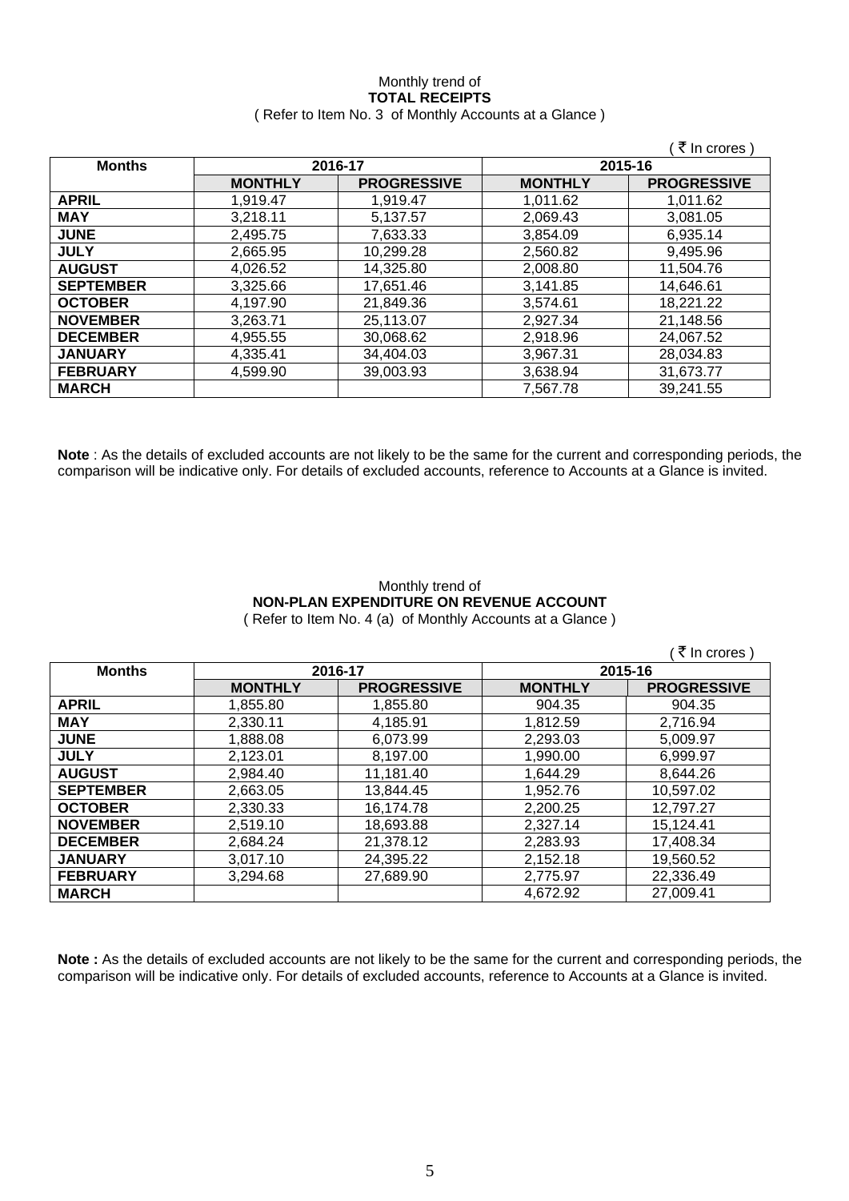Monthly trend of
**TOTAL RECEIPTS**
( Refer to Item No. 3 of Monthly Accounts at a Glance )

( ₹ In crores )

| Months | 2016-17 | | 2015-16 | |
|---|---|---|---|---|
| | **MONTHLY** | **PROGRESSIVE** | **MONTHLY** | **PROGRESSIVE** |
| **APRIL** | 1,919.47 | 1,919.47 | 1,011.62 | 1,011.62 |
| **MAY** | 3,218.11 | 5,137.57 | 2,069.43 | 3,081.05 |
| **JUNE** | 2,495.75 | 7,633.33 | 3,854.09 | 6,935.14 |
| **JULY** | 2,665.95 | 10,299.28 | 2,560.82 | 9,495.96 |
| **AUGUST** | 4,026.52 | 14,325.80 | 2,008.80 | 11,504.76 |
| **SEPTEMBER** | 3,325.66 | 17,651.46 | 3,141.85 | 14,646.61 |
| **OCTOBER** | 4,197.90 | 21,849.36 | 3,574.61 | 18,221.22 |
| **NOVEMBER** | 3,263.71 | 25,113.07 | 2,927.34 | 21,148.56 |
| **DECEMBER** | 4,955.55 | 30,068.62 | 2,918.96 | 24,067.52 |
| **JANUARY** | 4,335.41 | 34,404.03 | 3,967.31 | 28,034.83 |
| **FEBRUARY** | 4,599.90 | 39,003.93 | 3,638.94 | 31,673.77 |
| **MARCH** | | | 7,567.78 | 39,241.55 |

**Note** : As the details of excluded accounts are not likely to be the same for the current and corresponding periods, the comparison will be indicative only. For details of excluded accounts, reference to Accounts at a Glance is invited.

Monthly trend of
**NON-PLAN EXPENDITURE ON REVENUE ACCOUNT**
( Refer to Item No. 4 (a) of Monthly Accounts at a Glance )

( ₹ In crores )

| Months | 2016-17 | | 2015-16 | |
|---|---|---|---|---|
| | **MONTHLY** | **PROGRESSIVE** | **MONTHLY** | **PROGRESSIVE** |
| **APRIL** | 1,855.80 | 1,855.80 | 904.35 | 904.35 |
| **MAY** | 2,330.11 | 4,185.91 | 1,812.59 | 2,716.94 |
| **JUNE** | 1,888.08 | 6,073.99 | 2,293.03 | 5,009.97 |
| **JULY** | 2,123.01 | 8,197.00 | 1,990.00 | 6,999.97 |
| **AUGUST** | 2,984.40 | 11,181.40 | 1,644.29 | 8,644.26 |
| **SEPTEMBER** | 2,663.05 | 13,844.45 | 1,952.76 | 10,597.02 |
| **OCTOBER** | 2,330.33 | 16,174.78 | 2,200.25 | 12,797.27 |
| **NOVEMBER** | 2,519.10 | 18,693.88 | 2,327.14 | 15,124.41 |
| **DECEMBER** | 2,684.24 | 21,378.12 | 2,283.93 | 17,408.34 |
| **JANUARY** | 3,017.10 | 24,395.22 | 2,152.18 | 19,560.52 |
| **FEBRUARY** | 3,294.68 | 27,689.90 | 2,775.97 | 22,336.49 |
| **MARCH** | | | 4,672.92 | 27,009.41 |

**Note :** As the details of excluded accounts are not likely to be the same for the current and corresponding periods, the comparison will be indicative only. For details of excluded accounts, reference to Accounts at a Glance is invited.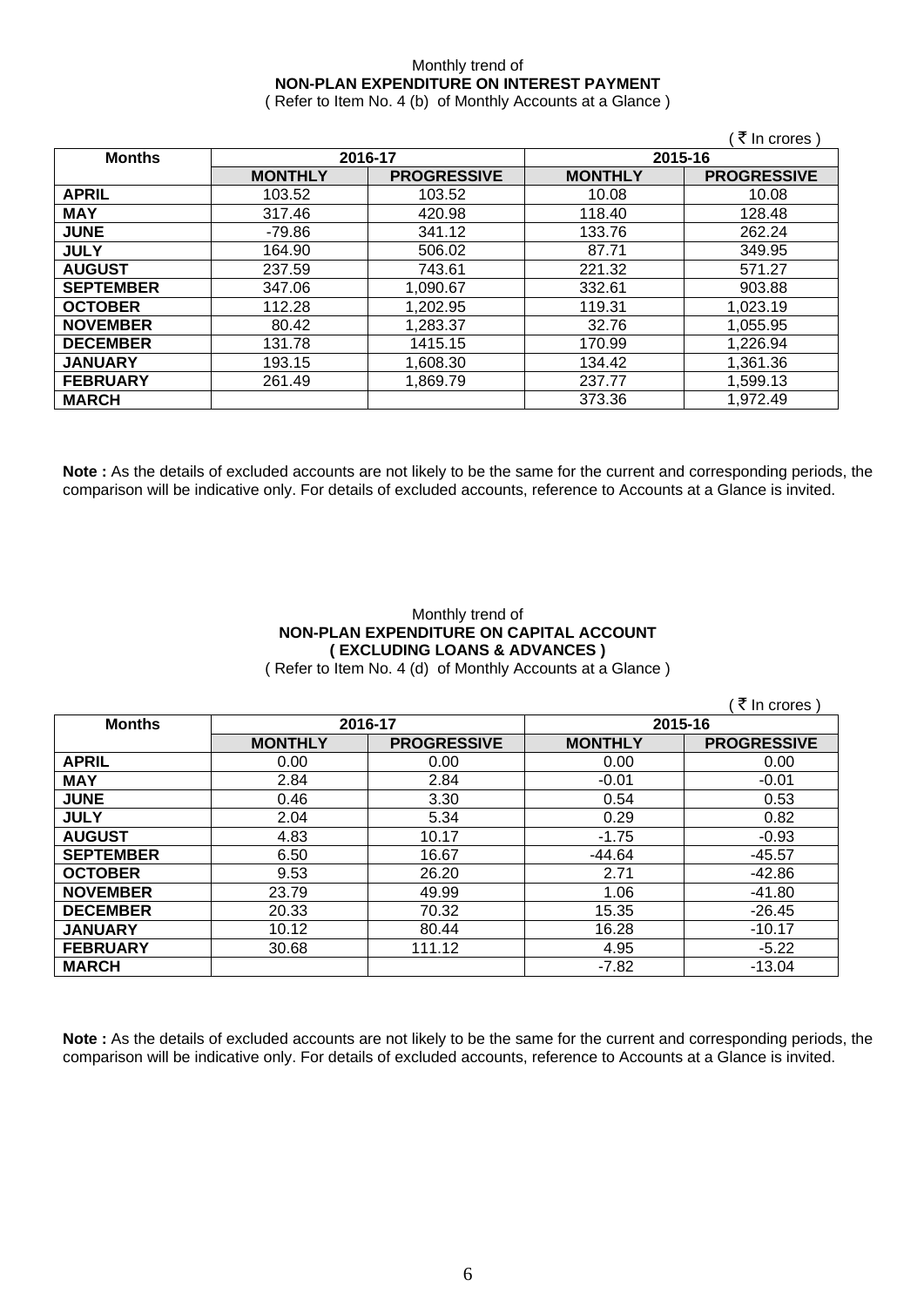Monthly trend of

**NON-PLAN EXPENDITURE ON INTEREST PAYMENT**

( Refer to Item No. 4 (b) of Monthly Accounts at a Glance )

( ₹ In crores )

| Months | 2016-17 | | 2015-16 | |
|---|---|---|---|---|
| | MONTHLY | PROGRESSIVE | MONTHLY | PROGRESSIVE |
| **APRIL** | 103.52 | 103.52 | 10.08 | 10.08 |
| **MAY** | 317.46 | 420.98 | 118.40 | 128.48 |
| **JUNE** | -79.86 | 341.12 | 133.76 | 262.24 |
| **JULY** | 164.90 | 506.02 | 87.71 | 349.95 |
| **AUGUST** | 237.59 | 743.61 | 221.32 | 571.27 |
| **SEPTEMBER** | 347.06 | 1,090.67 | 332.61 | 903.88 |
| **OCTOBER** | 112.28 | 1,202.95 | 119.31 | 1,023.19 |
| **NOVEMBER** | 80.42 | 1,283.37 | 32.76 | 1,055.95 |
| **DECEMBER** | 131.78 | 1415.15 | 170.99 | 1,226.94 |
| **JANUARY** | 193.15 | 1,608.30 | 134.42 | 1,361.36 |
| **FEBRUARY** | 261.49 | 1,869.79 | 237.77 | 1,599.13 |
| **MARCH** | | | 373.36 | 1,972.49 |

**Note :** As the details of excluded accounts are not likely to be the same for the current and corresponding periods, the comparison will be indicative only. For details of excluded accounts, reference to Accounts at a Glance is invited.

Monthly trend of

**NON-PLAN EXPENDITURE ON CAPITAL ACCOUNT**
**( EXCLUDING LOANS & ADVANCES )**

( Refer to Item No. 4 (d) of Monthly Accounts at a Glance )

( ₹ In crores )

| Months | 2016-17 | | 2015-16 | |
|---|---|---|---|---|
| | MONTHLY | PROGRESSIVE | MONTHLY | PROGRESSIVE |
| **APRIL** | 0.00 | 0.00 | 0.00 | 0.00 |
| **MAY** | 2.84 | 2.84 | -0.01 | -0.01 |
| **JUNE** | 0.46 | 3.30 | 0.54 | 0.53 |
| **JULY** | 2.04 | 5.34 | 0.29 | 0.82 |
| **AUGUST** | 4.83 | 10.17 | -1.75 | -0.93 |
| **SEPTEMBER** | 6.50 | 16.67 | -44.64 | -45.57 |
| **OCTOBER** | 9.53 | 26.20 | 2.71 | -42.86 |
| **NOVEMBER** | 23.79 | 49.99 | 1.06 | -41.80 |
| **DECEMBER** | 20.33 | 70.32 | 15.35 | -26.45 |
| **JANUARY** | 10.12 | 80.44 | 16.28 | -10.17 |
| **FEBRUARY** | 30.68 | 111.12 | 4.95 | -5.22 |
| **MARCH** | | | -7.82 | -13.04 |

**Note :** As the details of excluded accounts are not likely to be the same for the current and corresponding periods, the comparison will be indicative only. For details of excluded accounts, reference to Accounts at a Glance is invited.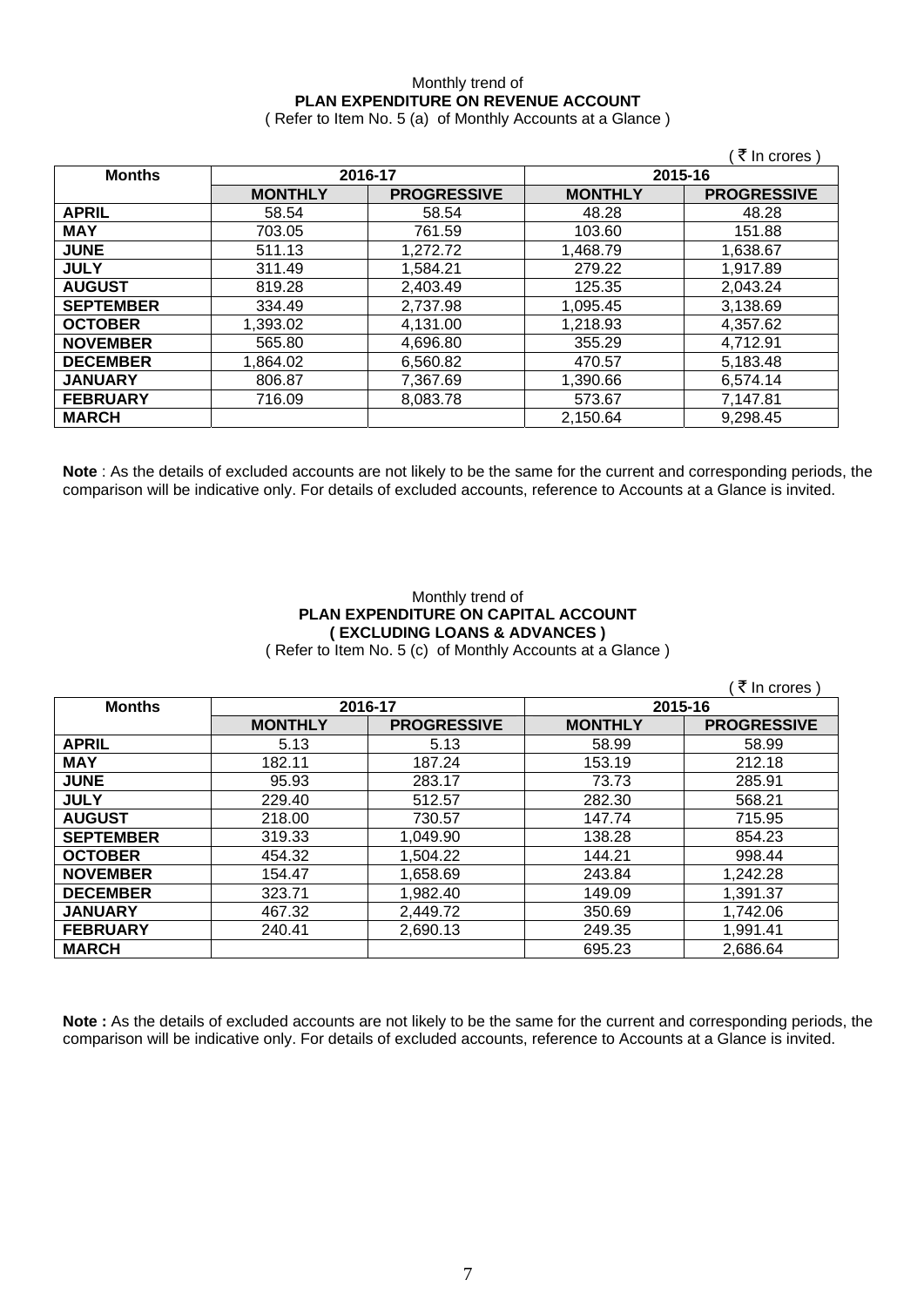Monthly trend of

**PLAN EXPENDITURE ON REVENUE ACCOUNT**

( Refer to Item No. 5 (a) of Monthly Accounts at a Glance )

( ₹ In crores )

| Months | 2016-17 | | 2015-16 | |
|---|---|---|---|---|
| | **MONTHLY** | **PROGRESSIVE** | **MONTHLY** | **PROGRESSIVE** |
| **APRIL** | 58.54 | 58.54 | 48.28 | 48.28 |
| **MAY** | 703.05 | 761.59 | 103.60 | 151.88 |
| **JUNE** | 511.13 | 1,272.72 | 1,468.79 | 1,638.67 |
| **JULY** | 311.49 | 1,584.21 | 279.22 | 1,917.89 |
| **AUGUST** | 819.28 | 2,403.49 | 125.35 | 2,043.24 |
| **SEPTEMBER** | 334.49 | 2,737.98 | 1,095.45 | 3,138.69 |
| **OCTOBER** | 1,393.02 | 4,131.00 | 1,218.93 | 4,357.62 |
| **NOVEMBER** | 565.80 | 4,696.80 | 355.29 | 4,712.91 |
| **DECEMBER** | 1,864.02 | 6,560.82 | 470.57 | 5,183.48 |
| **JANUARY** | 806.87 | 7,367.69 | 1,390.66 | 6,574.14 |
| **FEBRUARY** | 716.09 | 8,083.78 | 573.67 | 7,147.81 |
| **MARCH** | | | 2,150.64 | 9,298.45 |

**Note** : As the details of excluded accounts are not likely to be the same for the current and corresponding periods, the comparison will be indicative only. For details of excluded accounts, reference to Accounts at a Glance is invited.

Monthly trend of

**PLAN EXPENDITURE ON CAPITAL ACCOUNT**

**( EXCLUDING LOANS & ADVANCES )**

( Refer to Item No. 5 (c) of Monthly Accounts at a Glance )

( ₹ In crores )

| Months | 2016-17 | | 2015-16 | |
|---|---|---|---|---|
| | **MONTHLY** | **PROGRESSIVE** | **MONTHLY** | **PROGRESSIVE** |
| **APRIL** | 5.13 | 5.13 | 58.99 | 58.99 |
| **MAY** | 182.11 | 187.24 | 153.19 | 212.18 |
| **JUNE** | 95.93 | 283.17 | 73.73 | 285.91 |
| **JULY** | 229.40 | 512.57 | 282.30 | 568.21 |
| **AUGUST** | 218.00 | 730.57 | 147.74 | 715.95 |
| **SEPTEMBER** | 319.33 | 1,049.90 | 138.28 | 854.23 |
| **OCTOBER** | 454.32 | 1,504.22 | 144.21 | 998.44 |
| **NOVEMBER** | 154.47 | 1,658.69 | 243.84 | 1,242.28 |
| **DECEMBER** | 323.71 | 1,982.40 | 149.09 | 1,391.37 |
| **JANUARY** | 467.32 | 2,449.72 | 350.69 | 1,742.06 |
| **FEBRUARY** | 240.41 | 2,690.13 | 249.35 | 1,991.41 |
| **MARCH** | | | 695.23 | 2,686.64 |

**Note :** As the details of excluded accounts are not likely to be the same for the current and corresponding periods, the comparison will be indicative only. For details of excluded accounts, reference to Accounts at a Glance is invited.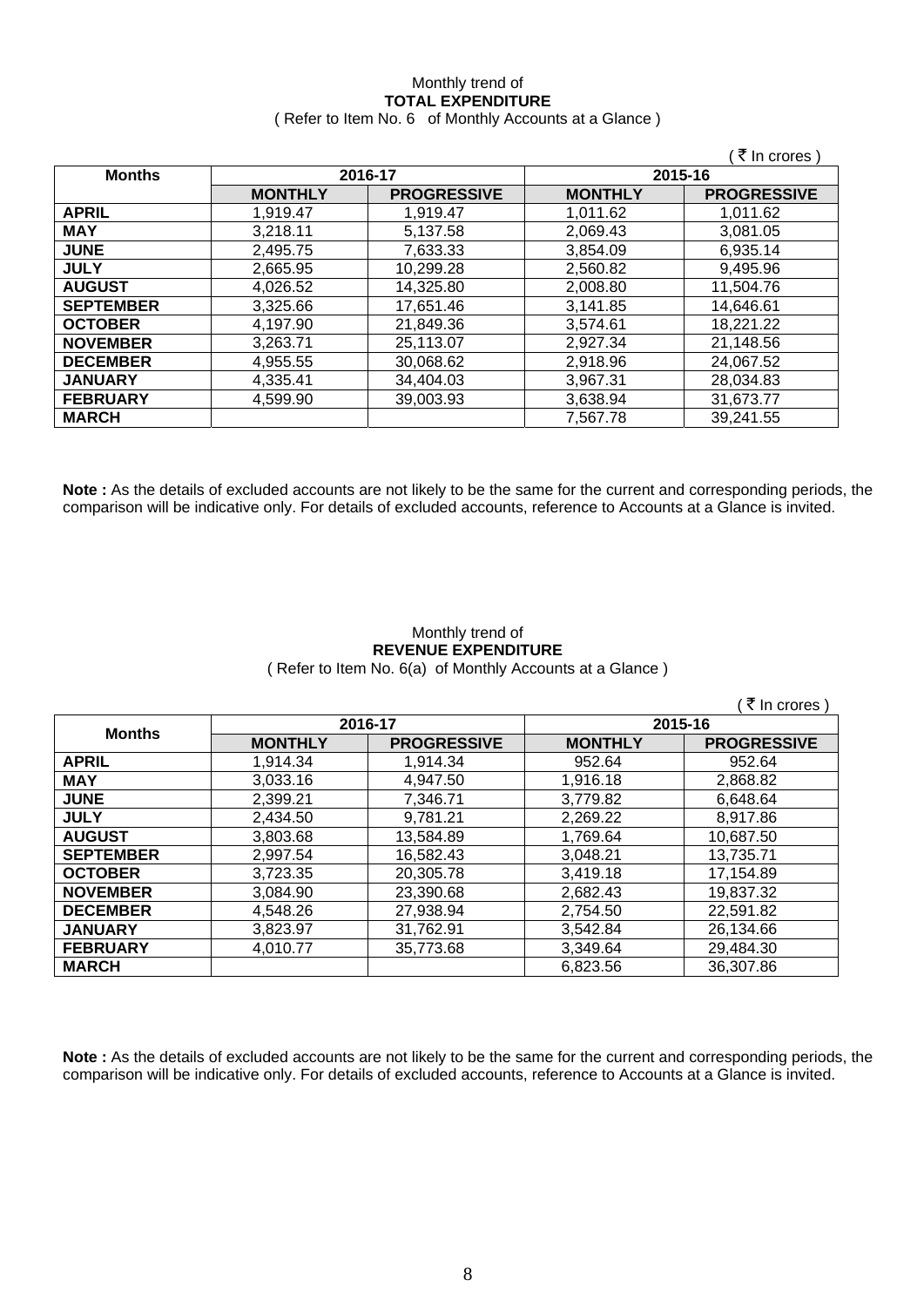Monthly trend of
**TOTAL EXPENDITURE**
( Refer to Item No. 6 of Monthly Accounts at a Glance )

( ₹ In crores )

| Months | 2016-17 | | 2015-16 | |
|---|---|---|---|---|
| | **MONTHLY** | **PROGRESSIVE** | **MONTHLY** | **PROGRESSIVE** |
| **APRIL** | 1,919.47 | 1,919.47 | 1,011.62 | 1,011.62 |
| **MAY** | 3,218.11 | 5,137.58 | 2,069.43 | 3,081.05 |
| **JUNE** | 2,495.75 | 7,633.33 | 3,854.09 | 6,935.14 |
| **JULY** | 2,665.95 | 10,299.28 | 2,560.82 | 9,495.96 |
| **AUGUST** | 4,026.52 | 14,325.80 | 2,008.80 | 11,504.76 |
| **SEPTEMBER** | 3,325.66 | 17,651.46 | 3,141.85 | 14,646.61 |
| **OCTOBER** | 4,197.90 | 21,849.36 | 3,574.61 | 18,221.22 |
| **NOVEMBER** | 3,263.71 | 25,113.07 | 2,927.34 | 21,148.56 |
| **DECEMBER** | 4,955.55 | 30,068.62 | 2,918.96 | 24,067.52 |
| **JANUARY** | 4,335.41 | 34,404.03 | 3,967.31 | 28,034.83 |
| **FEBRUARY** | 4,599.90 | 39,003.93 | 3,638.94 | 31,673.77 |
| **MARCH** | | | 7,567.78 | 39,241.55 |

**Note :** As the details of excluded accounts are not likely to be the same for the current and corresponding periods, the comparison will be indicative only. For details of excluded accounts, reference to Accounts at a Glance is invited.

Monthly trend of
**REVENUE EXPENDITURE**
( Refer to Item No. 6(a) of Monthly Accounts at a Glance )

( ₹ In crores )

| Months | 2016-17 | | 2015-16 | |
|---|---|---|---|---|
| | **MONTHLY** | **PROGRESSIVE** | **MONTHLY** | **PROGRESSIVE** |
| **APRIL** | 1,914.34 | 1,914.34 | 952.64 | 952.64 |
| **MAY** | 3,033.16 | 4,947.50 | 1,916.18 | 2,868.82 |
| **JUNE** | 2,399.21 | 7,346.71 | 3,779.82 | 6,648.64 |
| **JULY** | 2,434.50 | 9,781.21 | 2,269.22 | 8,917.86 |
| **AUGUST** | 3,803.68 | 13,584.89 | 1,769.64 | 10,687.50 |
| **SEPTEMBER** | 2,997.54 | 16,582.43 | 3,048.21 | 13,735.71 |
| **OCTOBER** | 3,723.35 | 20,305.78 | 3,419.18 | 17,154.89 |
| **NOVEMBER** | 3,084.90 | 23,390.68 | 2,682.43 | 19,837.32 |
| **DECEMBER** | 4,548.26 | 27,938.94 | 2,754.50 | 22,591.82 |
| **JANUARY** | 3,823.97 | 31,762.91 | 3,542.84 | 26,134.66 |
| **FEBRUARY** | 4,010.77 | 35,773.68 | 3,349.64 | 29,484.30 |
| **MARCH** | | | 6,823.56 | 36,307.86 |

**Note :** As the details of excluded accounts are not likely to be the same for the current and corresponding periods, the comparison will be indicative only. For details of excluded accounts, reference to Accounts at a Glance is invited.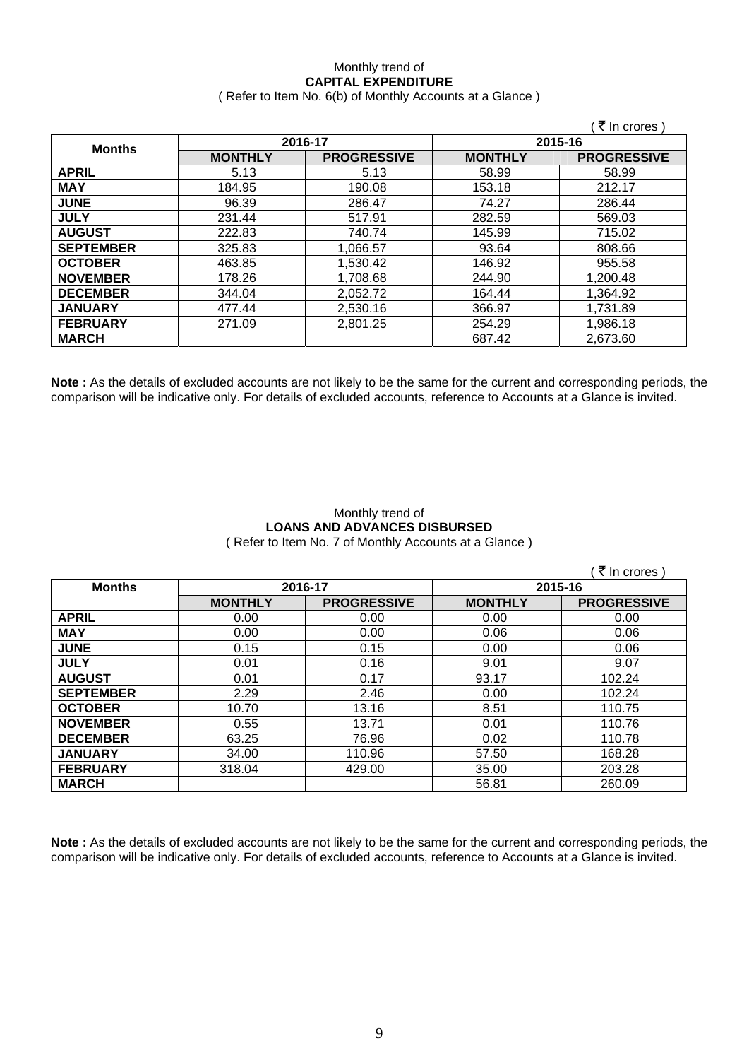Monthly trend of

**CAPITAL EXPENDITURE**

( Refer to Item No. 6(b) of Monthly Accounts at a Glance )

( ₹ In crores )

| Months | 2016-17 | | 2015-16 | |
|---|---|---|---|---|
| | MONTHLY | PROGRESSIVE | MONTHLY | PROGRESSIVE |
| APRIL | 5.13 | 5.13 | 58.99 | 58.99 |
| MAY | 184.95 | 190.08 | 153.18 | 212.17 |
| JUNE | 96.39 | 286.47 | 74.27 | 286.44 |
| JULY | 231.44 | 517.91 | 282.59 | 569.03 |
| AUGUST | 222.83 | 740.74 | 145.99 | 715.02 |
| SEPTEMBER | 325.83 | 1,066.57 | 93.64 | 808.66 |
| OCTOBER | 463.85 | 1,530.42 | 146.92 | 955.58 |
| NOVEMBER | 178.26 | 1,708.68 | 244.90 | 1,200.48 |
| DECEMBER | 344.04 | 2,052.72 | 164.44 | 1,364.92 |
| JANUARY | 477.44 | 2,530.16 | 366.97 | 1,731.89 |
| FEBRUARY | 271.09 | 2,801.25 | 254.29 | 1,986.18 |
| MARCH | | | 687.42 | 2,673.60 |

**Note :** As the details of excluded accounts are not likely to be the same for the current and corresponding periods, the comparison will be indicative only. For details of excluded accounts, reference to Accounts at a Glance is invited.

Monthly trend of

**LOANS AND ADVANCES DISBURSED**

( Refer to Item No. 7 of Monthly Accounts at a Glance )

( ₹ In crores )

| Months | 2016-17 | | 2015-16 | |
|---|---|---|---|---|
| | MONTHLY | PROGRESSIVE | MONTHLY | PROGRESSIVE |
| APRIL | 0.00 | 0.00 | 0.00 | 0.00 |
| MAY | 0.00 | 0.00 | 0.06 | 0.06 |
| JUNE | 0.15 | 0.15 | 0.00 | 0.06 |
| JULY | 0.01 | 0.16 | 9.01 | 9.07 |
| AUGUST | 0.01 | 0.17 | 93.17 | 102.24 |
| SEPTEMBER | 2.29 | 2.46 | 0.00 | 102.24 |
| OCTOBER | 10.70 | 13.16 | 8.51 | 110.75 |
| NOVEMBER | 0.55 | 13.71 | 0.01 | 110.76 |
| DECEMBER | 63.25 | 76.96 | 0.02 | 110.78 |
| JANUARY | 34.00 | 110.96 | 57.50 | 168.28 |
| FEBRUARY | 318.04 | 429.00 | 35.00 | 203.28 |
| MARCH | | | 56.81 | 260.09 |

**Note :** As the details of excluded accounts are not likely to be the same for the current and corresponding periods, the comparison will be indicative only. For details of excluded accounts, reference to Accounts at a Glance is invited.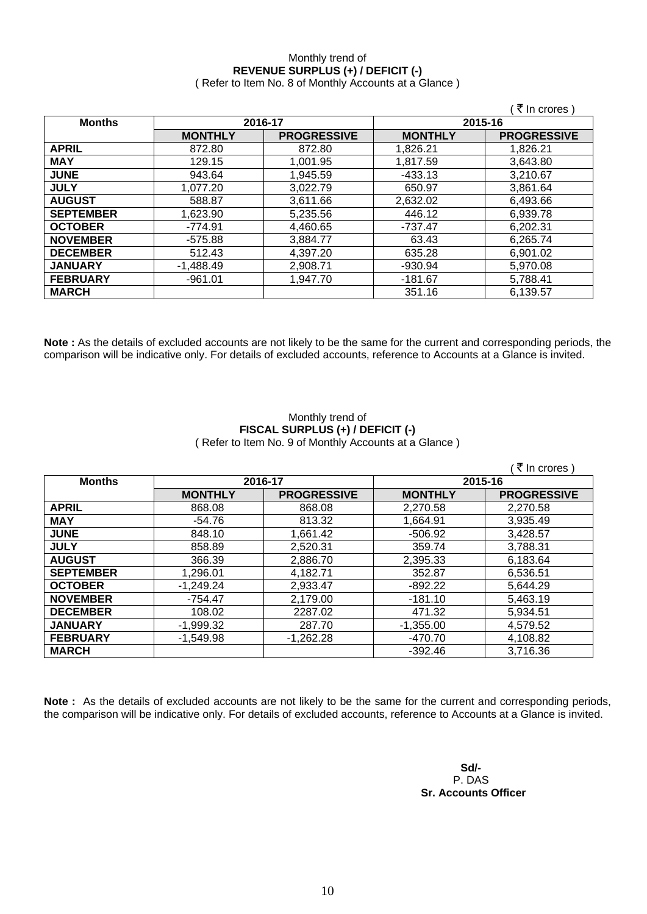Monthly trend of
**REVENUE SURPLUS (+) / DEFICIT (-)**
( Refer to Item No. 8 of Monthly Accounts at a Glance )

( ₹ In crores )

| Months | 2016-17 | | 2015-16 | |
|---|---|---|---|---|
| | **MONTHLY** | **PROGRESSIVE** | **MONTHLY** | **PROGRESSIVE** |
| **APRIL** | 872.80 | 872.80 | 1,826.21 | 1,826.21 |
| **MAY** | 129.15 | 1,001.95 | 1,817.59 | 3,643.80 |
| **JUNE** | 943.64 | 1,945.59 | -433.13 | 3,210.67 |
| **JULY** | 1,077.20 | 3,022.79 | 650.97 | 3,861.64 |
| **AUGUST** | 588.87 | 3,611.66 | 2,632.02 | 6,493.66 |
| **SEPTEMBER** | 1,623.90 | 5,235.56 | 446.12 | 6,939.78 |
| **OCTOBER** | -774.91 | 4,460.65 | -737.47 | 6,202.31 |
| **NOVEMBER** | -575.88 | 3,884.77 | 63.43 | 6,265.74 |
| **DECEMBER** | 512.43 | 4,397.20 | 635.28 | 6,901.02 |
| **JANUARY** | -1,488.49 | 2,908.71 | -930.94 | 5,970.08 |
| **FEBRUARY** | -961.01 | 1,947.70 | -181.67 | 5,788.41 |
| **MARCH** | | | 351.16 | 6,139.57 |

**Note :** As the details of excluded accounts are not likely to be the same for the current and corresponding periods, the comparison will be indicative only. For details of excluded accounts, reference to Accounts at a Glance is invited.

Monthly trend of
**FISCAL SURPLUS (+) / DEFICIT (-)**
( Refer to Item No. 9 of Monthly Accounts at a Glance )

( ₹ In crores )

| Months | 2016-17 | | 2015-16 | |
|---|---|---|---|---|
| | **MONTHLY** | **PROGRESSIVE** | **MONTHLY** | **PROGRESSIVE** |
| **APRIL** | 868.08 | 868.08 | 2,270.58 | 2,270.58 |
| **MAY** | -54.76 | 813.32 | 1,664.91 | 3,935.49 |
| **JUNE** | 848.10 | 1,661.42 | -506.92 | 3,428.57 |
| **JULY** | 858.89 | 2,520.31 | 359.74 | 3,788.31 |
| **AUGUST** | 366.39 | 2,886.70 | 2,395.33 | 6,183.64 |
| **SEPTEMBER** | 1,296.01 | 4,182.71 | 352.87 | 6,536.51 |
| **OCTOBER** | -1,249.24 | 2,933.47 | -892.22 | 5,644.29 |
| **NOVEMBER** | -754.47 | 2,179.00 | -181.10 | 5,463.19 |
| **DECEMBER** | 108.02 | 2287.02 | 471.32 | 5,934.51 |
| **JANUARY** | -1,999.32 | 287.70 | -1,355.00 | 4,579.52 |
| **FEBRUARY** | -1,549.98 | -1,262.28 | -470.70 | 4,108.82 |
| **MARCH** | | | -392.46 | 3,716.36 |

**Note :** As the details of excluded accounts are not likely to be the same for the current and corresponding periods, the comparison will be indicative only. For details of excluded accounts, reference to Accounts at a Glance is invited.

**Sd/-**
P. DAS
**Sr. Accounts Officer**